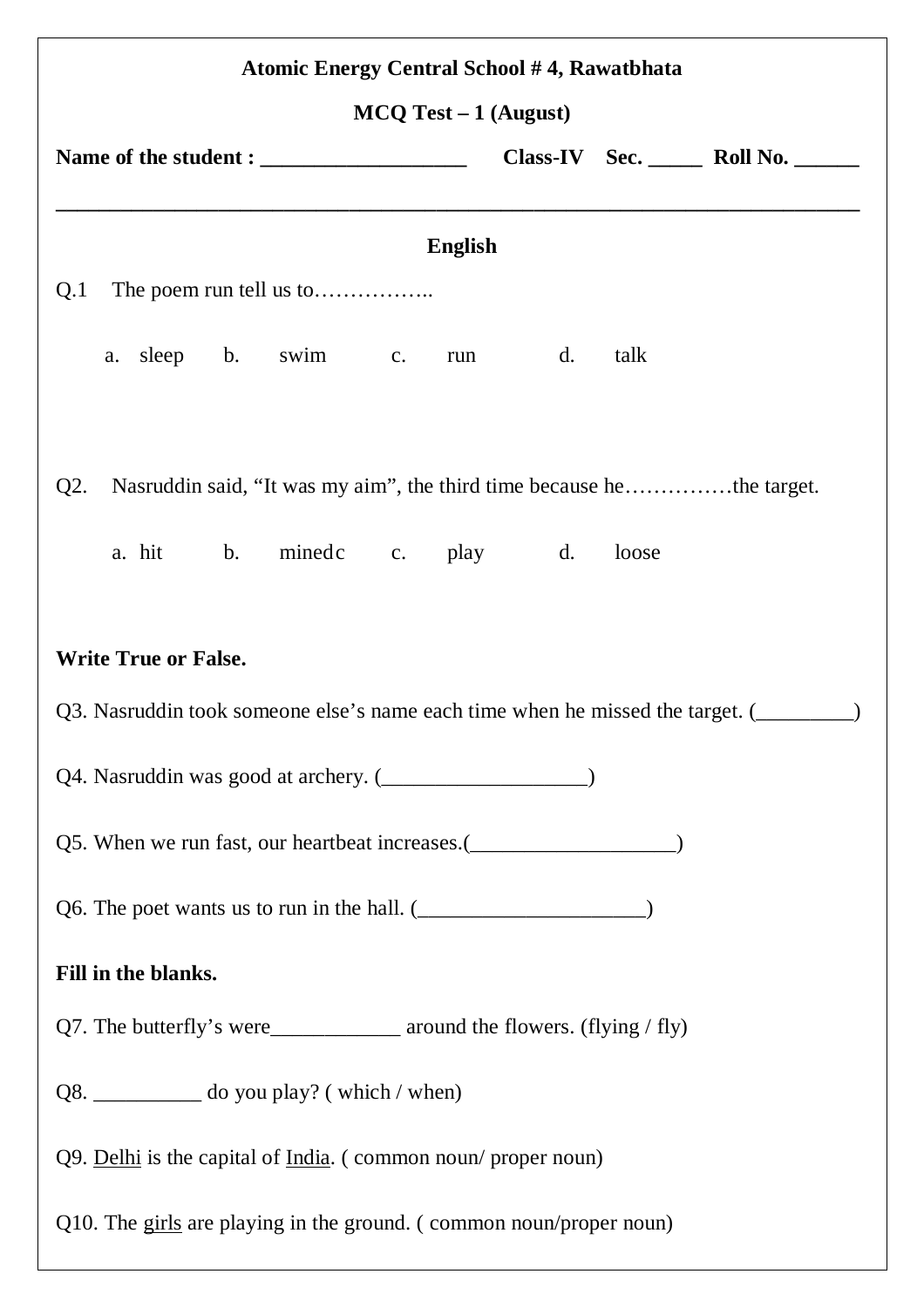**Atomic Energy Central School # 4, Rawatbhata**

**MCQ Test – 1 (August)**

**Name of the student : ___________________ Class-IV Sec. _____ Roll No. ______**

---

## English

Q.1 The poem run tell us to……………..

a. sleep b. swim c. run d. talk

Q2. Nasruddin said, "It was my aim", the third time because he……………the target.

a. hit b. minedc c. play d. loose

**Write True or False.**

Q3. Nasruddin took someone else's name each time when he missed the target. (_________)

Q4. Nasruddin was good at archery. (___________________)

Q5. When we run fast, our heartbeat increases.(___________________)

Q6. The poet wants us to run in the hall. (_____________________)

**Fill in the blanks.**

Q7. The butterfly's were____________ around the flowers. (flying / fly)

Q8. __________ do you play? ( which / when)

Q9. <u>Delhi</u> is the capital of <u>India</u>. ( common noun/ proper noun)

Q10. The <u>girls</u> are playing in the ground. ( common noun/proper noun)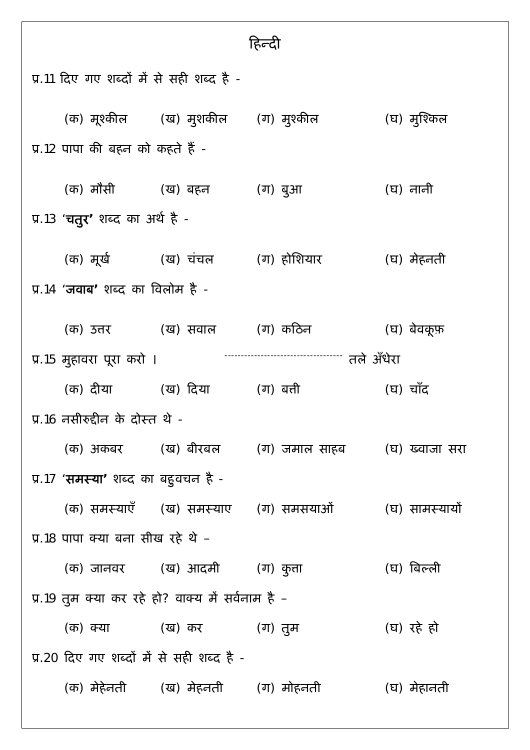# हिन्दी

प्र.11 दिए गए शब्दों में से सही शब्द है -

(क) मूश्कील (ख) मुशकील (ग) मुश्कील (घ) मुश्किल

प्र.12 पापा की बहन को कहते हैं -

(क) मौसी (ख) बहन (ग) बुआ (घ) नानी

प्र.13 '**चतुर**' शब्द का अर्थ है -

(क) मूर्ख (ख) चंचल (ग) होशियार (घ) मेहनती

प्र.14 '**जवाब**' शब्द का विलोम है -

(क) उत्तर (ख) सवाल (ग) कठिन (घ) बेवकूफ़

प्र.15 मुहावरा पूरा करो । ---------------------------------- तले अँधेरा

(क) दीया (ख) दिया (ग) बत्ती (घ) चाँद

प्र.16 नसीरुद्दीन के दोस्त थे -

(क) अकबर (ख) बीरबल (ग) जमाल साहब (घ) ख्वाजा सरा

प्र.17 '**समस्या**' शब्द का बहुवचन है -

(क) समस्याएँ (ख) समस्याए (ग) समसयाओं (घ) सामस्यायों

प्र.18 पापा क्या बना सीख रहे थे –

(क) जानवर (ख) आदमी (ग) कुत्ता (घ) बिल्ली

प्र.19 तुम क्या कर रहे हो? वाक्य में सर्वनाम है –

(क) क्या (ख) कर (ग) तुम (घ) रहे हो

प्र.20 दिए गए शब्दों में से सही शब्द है -

(क) मेहेनती (ख) मेहनती (ग) मोहनती (घ) मेहानती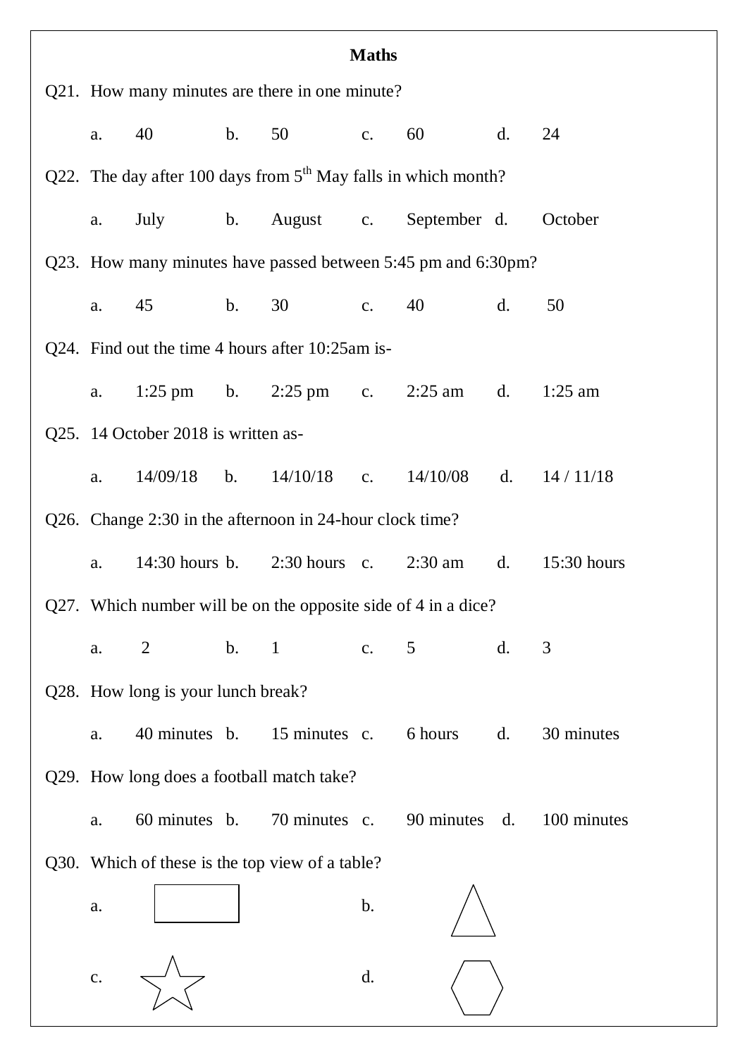## Maths

Q21. How many minutes are there in one minute?

a. 40 b. 50 c. 60 d. 24

Q22. The day after 100 days from 5th May falls in which month?

a. July b. August c. September d. October

Q23. How many minutes have passed between 5:45 pm and 6:30pm?

a. 45 b. 30 c. 40 d. 50

Q24. Find out the time 4 hours after 10:25am is-

a. 1:25 pm b. 2:25 pm c. 2:25 am d. 1:25 am

Q25. 14 October 2018 is written as-

a. 14/09/18 b. 14/10/18 c. 14/10/08 d. 14 / 11/18

Q26. Change 2:30 in the afternoon in 24-hour clock time?

a. 14:30 hours b. 2:30 hours c. 2:30 am d. 15:30 hours

Q27. Which number will be on the opposite side of 4 in a dice?

a. 2 b. 1 c. 5 d. 3

Q28. How long is your lunch break?

a. 40 minutes b. 15 minutes c. 6 hours d. 30 minutes

Q29. How long does a football match take?

a. 60 minutes b. 70 minutes c. 90 minutes d. 100 minutes

Q30. Which of these is the top view of a table?

a. ▭ b. △

c. ☆ d. ⬡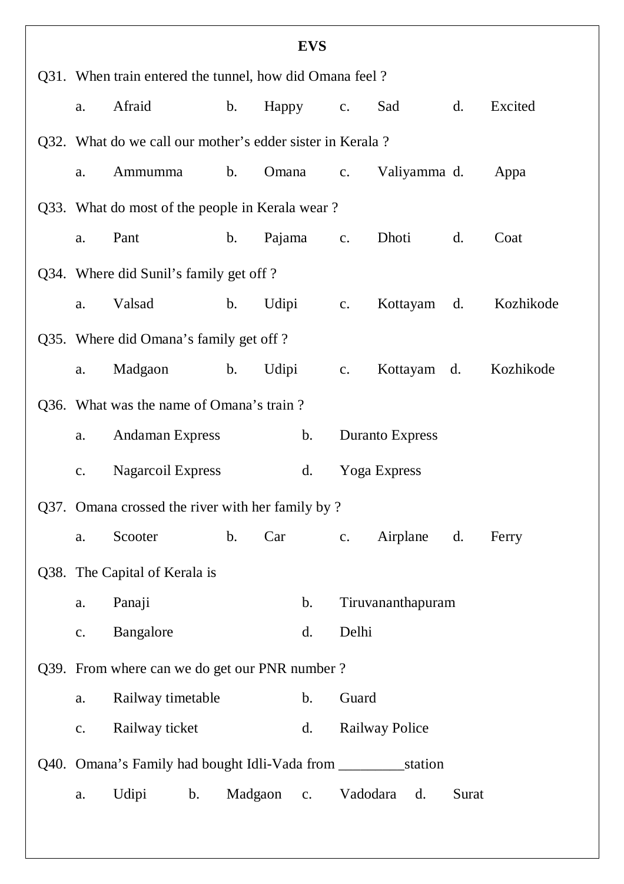# EVS

Q31. When train entered the tunnel, how did Omana feel ?

a. Afraid b. Happy c. Sad d. Excited

Q32. What do we call our mother's edder sister in Kerala ?

a. Ammumma b. Omana c. Valiyamma d. Appa

Q33. What do most of the people in Kerala wear ?

a. Pant b. Pajama c. Dhoti d. Coat

Q34. Where did Sunil's family get off ?

a. Valsad b. Udipi c. Kottayam d. Kozhikode

Q35. Where did Omana's family get off ?

a. Madgaon b. Udipi c. Kottayam d. Kozhikode

Q36. What was the name of Omana's train ?

a. Andaman Express b. Duranto Express

c. Nagarcoil Express d. Yoga Express

Q37. Omana crossed the river with her family by ?

a. Scooter b. Car c. Airplane d. Ferry

Q38. The Capital of Kerala is

a. Panaji b. Tiruvananthapuram

c. Bangalore d. Delhi

Q39. From where can we do get our PNR number ?

a. Railway timetable b. Guard

c. Railway ticket d. Railway Police

Q40. Omana's Family had bought Idli-Vada from _________station

a. Udipi b. Madgaon c. Vadodara d. Surat